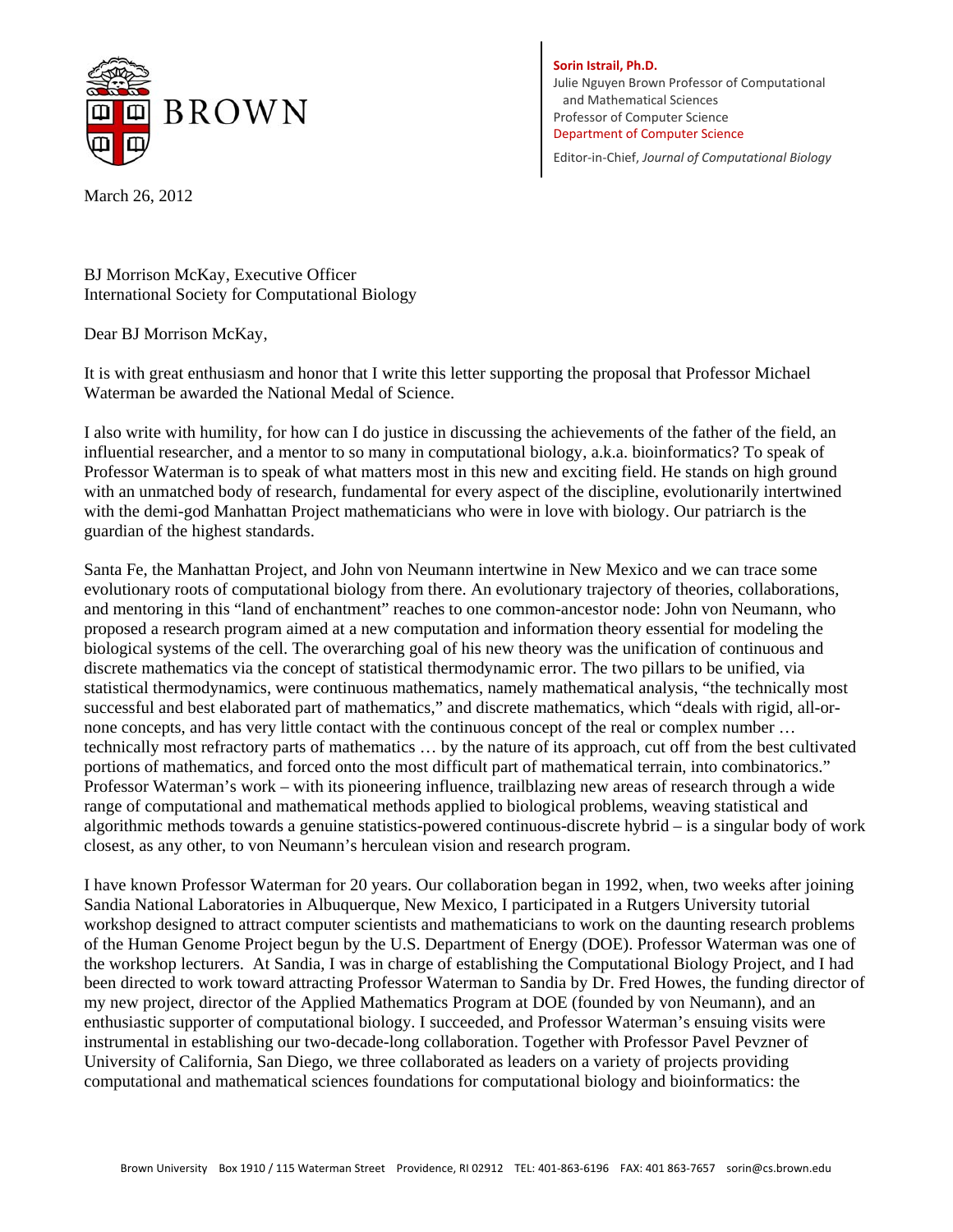**Sorin Istrail, Ph.D.**
Julie Nguyen Brown Professor of Computational and Mathematical Sciences
Professor of Computer Science
Department of Computer Science

Editor-in-Chief, *Journal of Computational Biology*

March 26, 2012

BJ Morrison McKay, Executive Officer
International Society for Computational Biology

Dear BJ Morrison McKay,

It is with great enthusiasm and honor that I write this letter supporting the proposal that Professor Michael Waterman be awarded the National Medal of Science.

I also write with humility, for how can I do justice in discussing the achievements of the father of the field, an influential researcher, and a mentor to so many in computational biology, a.k.a. bioinformatics? To speak of Professor Waterman is to speak of what matters most in this new and exciting field. He stands on high ground with an unmatched body of research, fundamental for every aspect of the discipline, evolutionarily intertwined with the demi-god Manhattan Project mathematicians who were in love with biology. Our patriarch is the guardian of the highest standards.

Santa Fe, the Manhattan Project, and John von Neumann intertwine in New Mexico and we can trace some evolutionary roots of computational biology from there. An evolutionary trajectory of theories, collaborations, and mentoring in this "land of enchantment" reaches to one common-ancestor node: John von Neumann, who proposed a research program aimed at a new computation and information theory essential for modeling the biological systems of the cell. The overarching goal of his new theory was the unification of continuous and discrete mathematics via the concept of statistical thermodynamic error. The two pillars to be unified, via statistical thermodynamics, were continuous mathematics, namely mathematical analysis, "the technically most successful and best elaborated part of mathematics," and discrete mathematics, which "deals with rigid, all-or-none concepts, and has very little contact with the continuous concept of the real or complex number … technically most refractory parts of mathematics … by the nature of its approach, cut off from the best cultivated portions of mathematics, and forced onto the most difficult part of mathematical terrain, into combinatorics." Professor Waterman's work – with its pioneering influence, trailblazing new areas of research through a wide range of computational and mathematical methods applied to biological problems, weaving statistical and algorithmic methods towards a genuine statistics-powered continuous-discrete hybrid – is a singular body of work closest, as any other, to von Neumann's herculean vision and research program.

I have known Professor Waterman for 20 years. Our collaboration began in 1992, when, two weeks after joining Sandia National Laboratories in Albuquerque, New Mexico, I participated in a Rutgers University tutorial workshop designed to attract computer scientists and mathematicians to work on the daunting research problems of the Human Genome Project begun by the U.S. Department of Energy (DOE). Professor Waterman was one of the workshop lecturers. At Sandia, I was in charge of establishing the Computational Biology Project, and I had been directed to work toward attracting Professor Waterman to Sandia by Dr. Fred Howes, the funding director of my new project, director of the Applied Mathematics Program at DOE (founded by von Neumann), and an enthusiastic supporter of computational biology. I succeeded, and Professor Waterman's ensuing visits were instrumental in establishing our two-decade-long collaboration. Together with Professor Pavel Pevzner of University of California, San Diego, we three collaborated as leaders on a variety of projects providing computational and mathematical sciences foundations for computational biology and bioinformatics: the

Brown University Box 1910 / 115 Waterman Street Providence, RI 02912 TEL: 401-863-6196 FAX: 401 863-7657 sorin@cs.brown.edu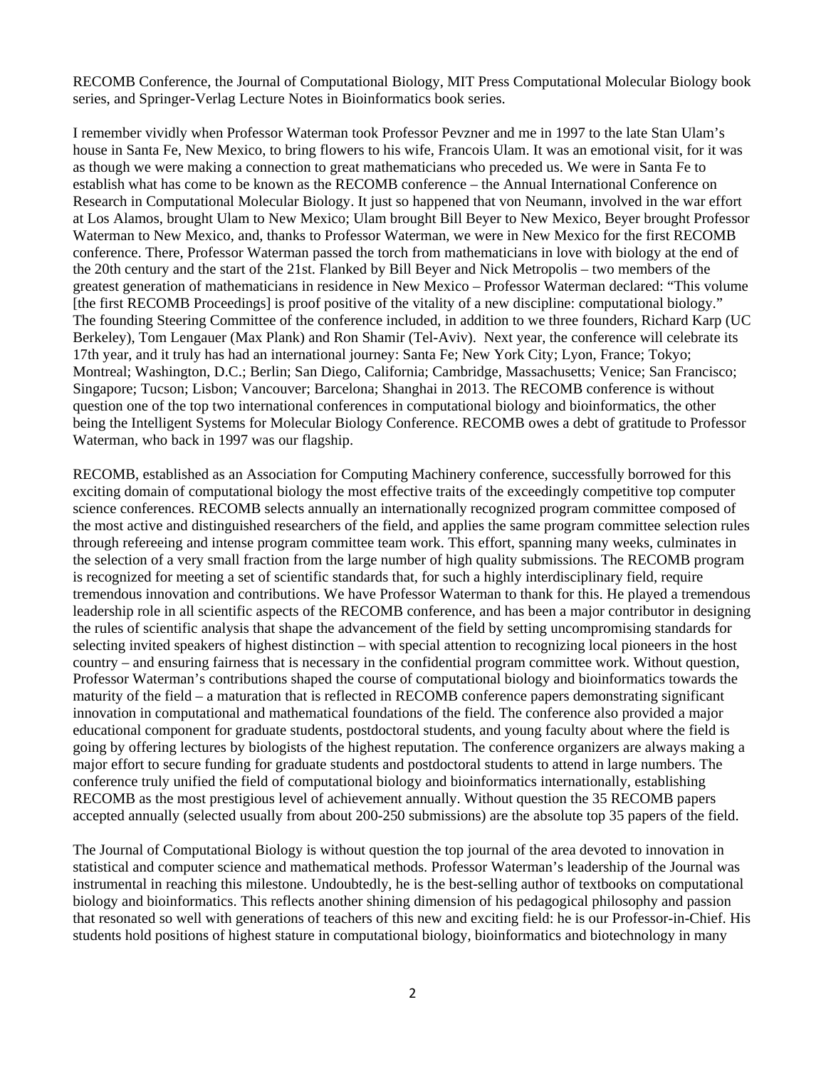RECOMB Conference, the Journal of Computational Biology, MIT Press Computational Molecular Biology book series, and Springer-Verlag Lecture Notes in Bioinformatics book series.

I remember vividly when Professor Waterman took Professor Pevzner and me in 1997 to the late Stan Ulam's house in Santa Fe, New Mexico, to bring flowers to his wife, Francois Ulam. It was an emotional visit, for it was as though we were making a connection to great mathematicians who preceded us. We were in Santa Fe to establish what has come to be known as the RECOMB conference – the Annual International Conference on Research in Computational Molecular Biology. It just so happened that von Neumann, involved in the war effort at Los Alamos, brought Ulam to New Mexico; Ulam brought Bill Beyer to New Mexico, Beyer brought Professor Waterman to New Mexico, and, thanks to Professor Waterman, we were in New Mexico for the first RECOMB conference. There, Professor Waterman passed the torch from mathematicians in love with biology at the end of the 20th century and the start of the 21st. Flanked by Bill Beyer and Nick Metropolis – two members of the greatest generation of mathematicians in residence in New Mexico – Professor Waterman declared: "This volume [the first RECOMB Proceedings] is proof positive of the vitality of a new discipline: computational biology." The founding Steering Committee of the conference included, in addition to we three founders, Richard Karp (UC Berkeley), Tom Lengauer (Max Plank) and Ron Shamir (Tel-Aviv). Next year, the conference will celebrate its 17th year, and it truly has had an international journey: Santa Fe; New York City; Lyon, France; Tokyo; Montreal; Washington, D.C.; Berlin; San Diego, California; Cambridge, Massachusetts; Venice; San Francisco; Singapore; Tucson; Lisbon; Vancouver; Barcelona; Shanghai in 2013. The RECOMB conference is without question one of the top two international conferences in computational biology and bioinformatics, the other being the Intelligent Systems for Molecular Biology Conference. RECOMB owes a debt of gratitude to Professor Waterman, who back in 1997 was our flagship.

RECOMB, established as an Association for Computing Machinery conference, successfully borrowed for this exciting domain of computational biology the most effective traits of the exceedingly competitive top computer science conferences. RECOMB selects annually an internationally recognized program committee composed of the most active and distinguished researchers of the field, and applies the same program committee selection rules through refereeing and intense program committee team work. This effort, spanning many weeks, culminates in the selection of a very small fraction from the large number of high quality submissions. The RECOMB program is recognized for meeting a set of scientific standards that, for such a highly interdisciplinary field, require tremendous innovation and contributions. We have Professor Waterman to thank for this. He played a tremendous leadership role in all scientific aspects of the RECOMB conference, and has been a major contributor in designing the rules of scientific analysis that shape the advancement of the field by setting uncompromising standards for selecting invited speakers of highest distinction – with special attention to recognizing local pioneers in the host country – and ensuring fairness that is necessary in the confidential program committee work. Without question, Professor Waterman's contributions shaped the course of computational biology and bioinformatics towards the maturity of the field – a maturation that is reflected in RECOMB conference papers demonstrating significant innovation in computational and mathematical foundations of the field. The conference also provided a major educational component for graduate students, postdoctoral students, and young faculty about where the field is going by offering lectures by biologists of the highest reputation. The conference organizers are always making a major effort to secure funding for graduate students and postdoctoral students to attend in large numbers. The conference truly unified the field of computational biology and bioinformatics internationally, establishing RECOMB as the most prestigious level of achievement annually. Without question the 35 RECOMB papers accepted annually (selected usually from about 200-250 submissions) are the absolute top 35 papers of the field.

The Journal of Computational Biology is without question the top journal of the area devoted to innovation in statistical and computer science and mathematical methods. Professor Waterman's leadership of the Journal was instrumental in reaching this milestone. Undoubtedly, he is the best-selling author of textbooks on computational biology and bioinformatics. This reflects another shining dimension of his pedagogical philosophy and passion that resonated so well with generations of teachers of this new and exciting field: he is our Professor-in-Chief. His students hold positions of highest stature in computational biology, bioinformatics and biotechnology in many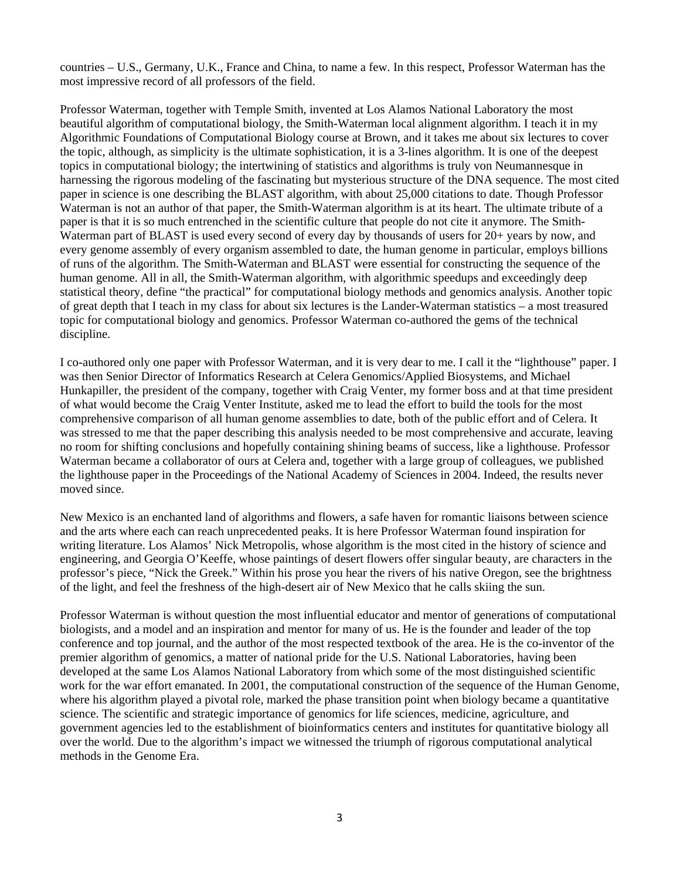countries – U.S., Germany, U.K., France and China, to name a few. In this respect, Professor Waterman has the most impressive record of all professors of the field.

Professor Waterman, together with Temple Smith, invented at Los Alamos National Laboratory the most beautiful algorithm of computational biology, the Smith-Waterman local alignment algorithm. I teach it in my Algorithmic Foundations of Computational Biology course at Brown, and it takes me about six lectures to cover the topic, although, as simplicity is the ultimate sophistication, it is a 3-lines algorithm. It is one of the deepest topics in computational biology; the intertwining of statistics and algorithms is truly von Neumannesque in harnessing the rigorous modeling of the fascinating but mysterious structure of the DNA sequence. The most cited paper in science is one describing the BLAST algorithm, with about 25,000 citations to date. Though Professor Waterman is not an author of that paper, the Smith-Waterman algorithm is at its heart. The ultimate tribute of a paper is that it is so much entrenched in the scientific culture that people do not cite it anymore. The Smith-Waterman part of BLAST is used every second of every day by thousands of users for 20+ years by now, and every genome assembly of every organism assembled to date, the human genome in particular, employs billions of runs of the algorithm. The Smith-Waterman and BLAST were essential for constructing the sequence of the human genome. All in all, the Smith-Waterman algorithm, with algorithmic speedups and exceedingly deep statistical theory, define "the practical" for computational biology methods and genomics analysis. Another topic of great depth that I teach in my class for about six lectures is the Lander-Waterman statistics – a most treasured topic for computational biology and genomics. Professor Waterman co-authored the gems of the technical discipline.

I co-authored only one paper with Professor Waterman, and it is very dear to me. I call it the "lighthouse" paper. I was then Senior Director of Informatics Research at Celera Genomics/Applied Biosystems, and Michael Hunkapiller, the president of the company, together with Craig Venter, my former boss and at that time president of what would become the Craig Venter Institute, asked me to lead the effort to build the tools for the most comprehensive comparison of all human genome assemblies to date, both of the public effort and of Celera. It was stressed to me that the paper describing this analysis needed to be most comprehensive and accurate, leaving no room for shifting conclusions and hopefully containing shining beams of success, like a lighthouse. Professor Waterman became a collaborator of ours at Celera and, together with a large group of colleagues, we published the lighthouse paper in the Proceedings of the National Academy of Sciences in 2004. Indeed, the results never moved since.

New Mexico is an enchanted land of algorithms and flowers, a safe haven for romantic liaisons between science and the arts where each can reach unprecedented peaks. It is here Professor Waterman found inspiration for writing literature. Los Alamos' Nick Metropolis, whose algorithm is the most cited in the history of science and engineering, and Georgia O'Keeffe, whose paintings of desert flowers offer singular beauty, are characters in the professor's piece, "Nick the Greek." Within his prose you hear the rivers of his native Oregon, see the brightness of the light, and feel the freshness of the high-desert air of New Mexico that he calls skiing the sun.

Professor Waterman is without question the most influential educator and mentor of generations of computational biologists, and a model and an inspiration and mentor for many of us. He is the founder and leader of the top conference and top journal, and the author of the most respected textbook of the area. He is the co-inventor of the premier algorithm of genomics, a matter of national pride for the U.S. National Laboratories, having been developed at the same Los Alamos National Laboratory from which some of the most distinguished scientific work for the war effort emanated. In 2001, the computational construction of the sequence of the Human Genome, where his algorithm played a pivotal role, marked the phase transition point when biology became a quantitative science. The scientific and strategic importance of genomics for life sciences, medicine, agriculture, and government agencies led to the establishment of bioinformatics centers and institutes for quantitative biology all over the world. Due to the algorithm's impact we witnessed the triumph of rigorous computational analytical methods in the Genome Era.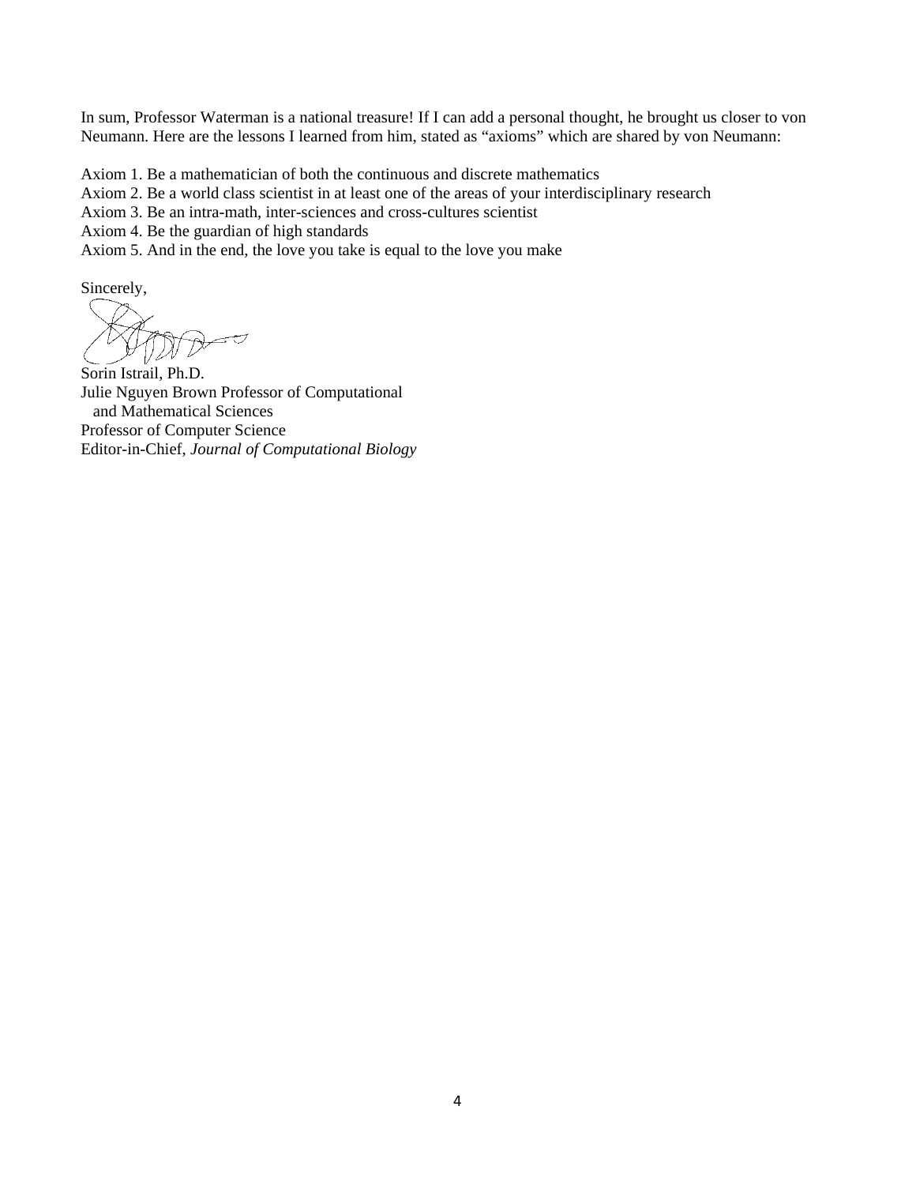In sum, Professor Waterman is a national treasure! If I can add a personal thought, he brought us closer to von Neumann. Here are the lessons I learned from him, stated as "axioms" which are shared by von Neumann:

Axiom 1. Be a mathematician of both the continuous and discrete mathematics
Axiom 2. Be a world class scientist in at least one of the areas of your interdisciplinary research
Axiom 3. Be an intra-math, inter-sciences and cross-cultures scientist
Axiom 4. Be the guardian of high standards
Axiom 5. And in the end, the love you take is equal to the love you make

Sincerely,

Sorin Istrail, Ph.D.
Julie Nguyen Brown Professor of Computational
and Mathematical Sciences
Professor of Computer Science
Editor-in-Chief, *Journal of Computational Biology*